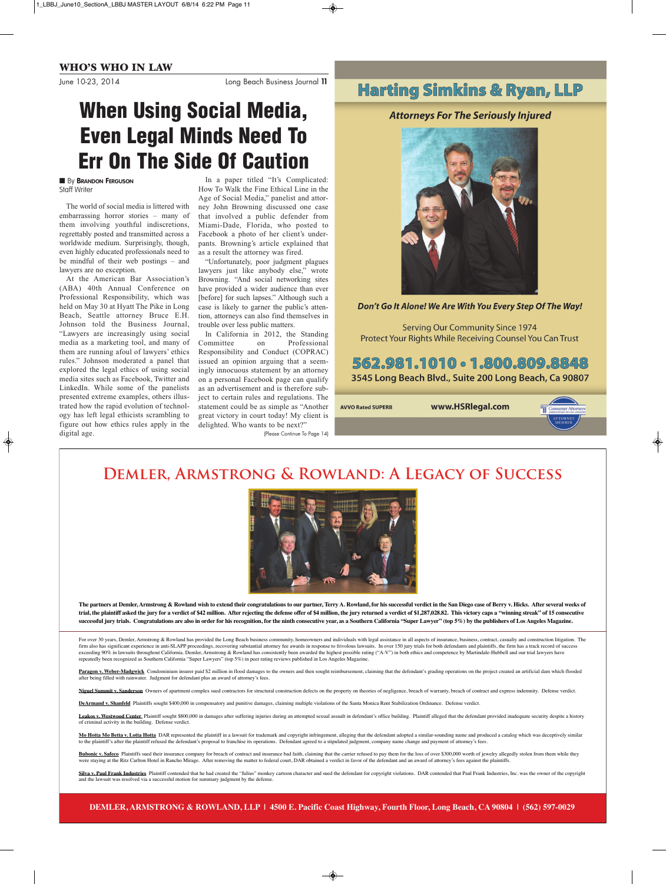## WHO'S WHO IN LAW

# When Using Social Media, Even Legal Minds Need To Err On The Side Of Caution

■ By **Brandon Ferguson**
Staff Writer

The world of social media is littered with embarrassing horror stories – many of them involving youthful indiscretions, regrettably posted and transmitted across a worldwide medium. Surprisingly, though, even highly educated professionals need to be mindful of their web postings – and lawyers are no exception.

At the American Bar Association's (ABA) 40th Annual Conference on Professional Responsibility, which was held on May 30 at Hyatt The Pike in Long Beach, Seattle attorney Bruce E.H. Johnson told the Business Journal, "Lawyers are increasingly using social media as a marketing tool, and many of them are running afoul of lawyers' ethics rules." Johnson moderated a panel that explored the legal ethics of using social media sites such as Facebook, Twitter and LinkedIn. While some of the panelists presented extreme examples, others illustrated how the rapid evolution of technology has left legal ethicists scrambling to figure out how ethics rules apply in the digital age.

In a paper titled "It's Complicated: How To Walk the Fine Ethical Line in the Age of Social Media," panelist and attorney John Browning discussed one case that involved a public defender from Miami-Dade, Florida, who posted to Facebook a photo of her client's underpants. Browning's article explained that as a result the attorney was fired.

"Unfortunately, poor judgment plagues lawyers just like anybody else," wrote Browning. "And social networking sites have provided a wider audience than ever [before] for such lapses." Although such a case is likely to garner the public's attention, attorneys can also find themselves in trouble over less public matters.

In California in 2012, the Standing Committee on Professional Responsibility and Conduct (COPRAC) issued an opinion arguing that a seemingly innocuous statement by an attorney on a personal Facebook page can qualify as an advertisement and is therefore subject to certain rules and regulations. The statement could be as simple as "Another great victory in court today! My client is delighted. Who wants to be next?"

(Please Continue To Page 14)

---

## Harting Simkins & Ryan, LLP

***Attorneys For The Seriously Injured***

***Don't Go It Alone! We Are With You Every Step Of The Way!***

Serving Our Community Since 1974
Protect Your Rights While Receiving Counsel You Can Trust

**562.981.1010 • 1.800.809.8848**
**3545 Long Beach Blvd., Suite 200 Long Beach, Ca 90807**

**AVVO Rated SUPERB** **www.HSRlegal.com**

Consumer Attorneys Association of Los Angeles – Attorney Member

---

## Demler, Armstrong & Rowland: A Legacy of Success

**The partners at Demler, Armstrong & Rowland wish to extend their congratulations to our partner, Terry A. Rowland, for his successful verdict in the San Diego case of Berry v. Hicks. After several weeks of trial, the plaintiff asked the jury for a verdict of $42 million. After rejecting the defense offer of $4 million, the jury returned a verdict of $1,287,028.82. This victory caps a "winning streak" of 15 consecutive successful jury trials. Congratulations are also in order for his recognition, for the ninth consecutive year, as a Southern California "Super Lawyer" (top 5%) by the publishers of Los Angeles Magazine.**

For over 30 years, Demler, Armstrong & Rowland has provided the Long Beach business community, homeowners and individuals with legal assistance in all aspects of insurance, business, contract, casualty and construction litigation. The firm also has significant experience in anti-SLAPP proceedings, recovering substantial attorney fee awards in response to frivolous lawsuits. In over 150 jury trials for both defendants and plaintiffs, the firm has a track record of success exceeding 90% in lawsuits throughout Southern California. Demler, Armstrong & Rowland has consistently been awarded the highest possible rating ("A-V") in both ethics and competence by Martindale-Hubbell and our trial lawyers have repeatedly been recognized as Southern California "Super Lawyers" (top 5%) in peer rating reviews published in Los Angeles Magazine.

**Paragon v. Weber-Madgwick** Condominium insurer paid $2 million in flood damages to the owners and then sought reimbursement, claiming that the defendant's grading operations on the project created an artificial dam which flooded after being filled with rainwater. Judgment for defendant plus an award of attorney's fees.

**Niguel Summit v. Sanderson** Owners of apartment complex sued contractors for structural construction defects on the property on theories of negligence, breach of warranty, breach of contract and express indemnity. Defense verdict.

**DeArmand v. Shanfeld** Plaintiffs sought $400,000 in compensatory and punitive damages, claiming multiple violations of the Santa Monica Rent Stabilization Ordinance. Defense verdict.

**Leakos v. Westwood Center** Plaintiff sought $800,000 in damages after suffering injuries during an attempted sexual assault in defendant's office building. Plaintiff alleged that the defendant provided inadequate security despite a history of criminal activity in the building. Defense verdict.

**Mo Hotta Mo Betta v. Lotta Hotta** DAR represented the plaintiff in a lawsuit for trademark and copyright infringement, alleging that the defendant adopted a similar-sounding name and produced a catalog which was deceptively similar to the plaintiff's after the plaintiff refused the defendant's proposal to franchise its operations. Defendant agreed to a stipulated judgment, company name change and payment of attorney's fees.

**Bubonic v. Safeco** Plaintiffs sued their insurance company for breach of contract and insurance bad faith, claiming that the carrier refused to pay them for the loss of over $300,000 worth of jewelry allegedly stolen from them while they were staying at the Ritz Carlton Hotel in Rancho Mirage. After removing the matter to federal court, DAR obtained a verdict in favor of the defendant and an award of attorney's fees against the plaintiffs.

**Silva v. Paul Frank Industries** Plaintiff contended that he had created the "Julius" monkey cartoon character and sued the defendant for copyright violations. DAR contended that Paul Frank Industries, Inc. was the owner of the copyright and the lawsuit was resolved via a successful motion for summary judgment by the defense.

**DEMLER, ARMSTRONG & ROWLAND, LLP | 4500 E. Pacific Coast Highway, Fourth Floor, Long Beach, CA 90804 | (562) 597-0029**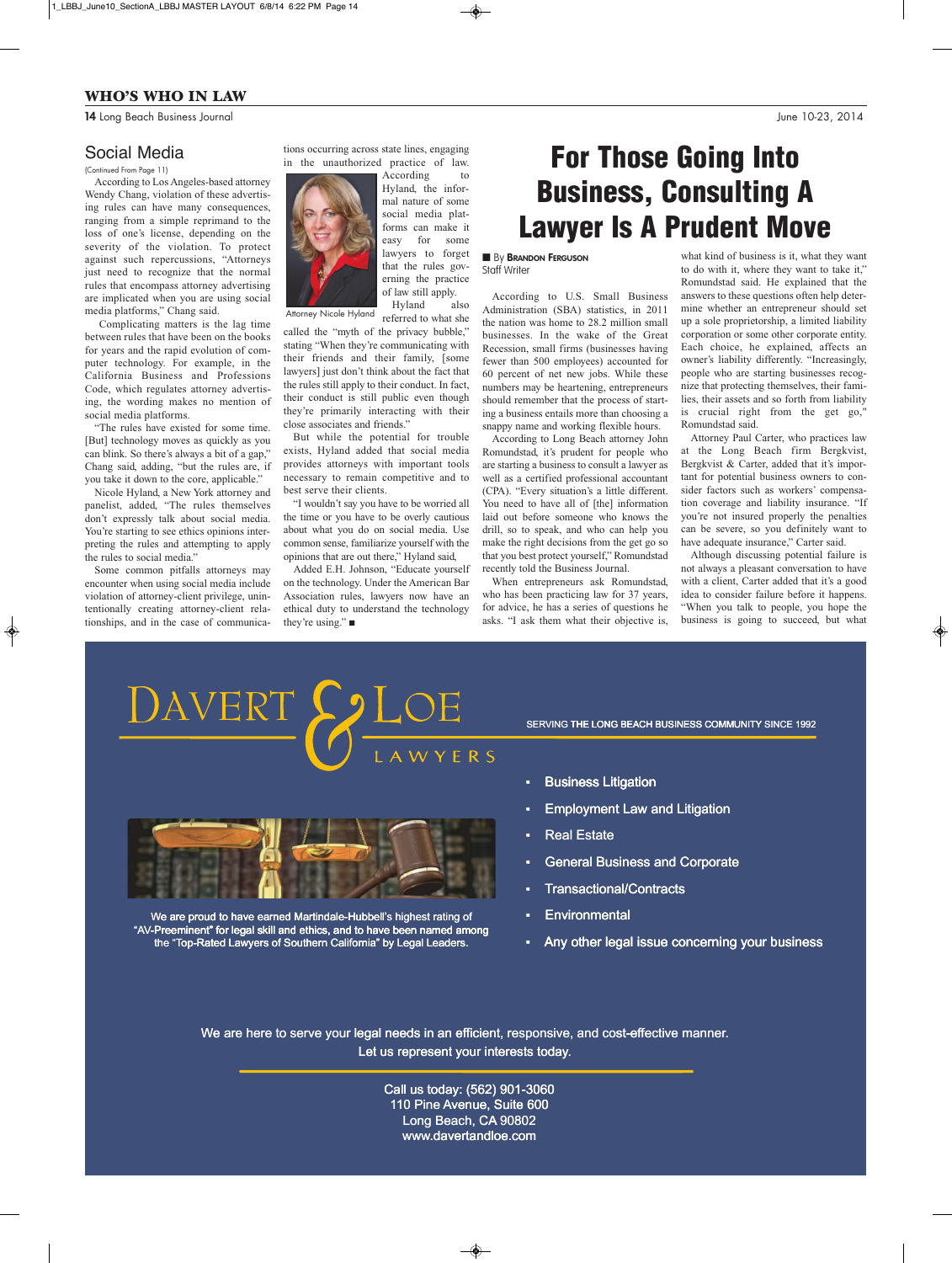## Social Media

(Continued From Page 11)

According to Los Angeles-based attorney Wendy Chang, violation of these advertising rules can have many consequences, ranging from a simple reprimand to the loss of one's license, depending on the severity of the violation. To protect against such repercussions, "Attorneys just need to recognize that the normal rules that encompass attorney advertising are implicated when you are using social media platforms," Chang said.

Complicating matters is the lag time between rules that have been on the books for years and the rapid evolution of computer technology. For example, in the California Business and Professions Code, which regulates attorney advertising, the wording makes no mention of social media platforms.

"The rules have existed for some time. [But] technology moves as quickly as you can blink. So there's always a bit of a gap," Chang said, adding, "but the rules are, if you take it down to the core, applicable."

Nicole Hyland, a New York attorney and panelist, added, "The rules themselves don't expressly talk about social media. You're starting to see ethics opinions interpreting the rules and attempting to apply the rules to social media."

Some common pitfalls attorneys may encounter when using social media include violation of attorney-client privilege, unintentionally creating attorney-client relationships, and in the case of communications occurring across state lines, engaging in the unauthorized practice of law.

Attorney Nicole Hyland

According to Hyland, the informal nature of some social media platforms can make it easy for some lawyers to forget that the rules governing the practice of law still apply.

Hyland also referred to what she called the "myth of the privacy bubble," stating "When they're communicating with their friends and their family, [some lawyers] just don't think about the fact that the rules still apply to their conduct. In fact, their conduct is still public even though they're primarily interacting with their close associates and friends."

But while the potential for trouble exists, Hyland added that social media provides attorneys with important tools necessary to remain competitive and to best serve their clients.

"I wouldn't say you have to be worried all the time or you have to be overly cautious about what you do on social media. Use common sense, familiarize yourself with the opinions that are out there," Hyland said.

Added E.H. Johnson, "Educate yourself on the technology. Under the American Bar Association rules, lawyers now have an ethical duty to understand the technology they're using." ■

# For Those Going Into Business, Consulting A Lawyer Is A Prudent Move

■ By Brandon Ferguson
Staff Writer

According to U.S. Small Business Administration (SBA) statistics, in 2011 the nation was home to 28.2 million small businesses. In the wake of the Great Recession, small firms (businesses having fewer than 500 employees) accounted for 60 percent of net new jobs. While these numbers may be heartening, entrepreneurs should remember that the process of starting a business entails more than choosing a snappy name and working flexible hours.

According to Long Beach attorney John Romundstad, it's prudent for people who are starting a business to consult a lawyer as well as a certified professional accountant (CPA). "Every situation's a little different. You need to have all of [the] information laid out before someone who knows the drill, so to speak, and who can help you make the right decisions from the get go so that you best protect yourself," Romundstad recently told the Business Journal.

When entrepreneurs ask Romundstad, who has been practicing law for 37 years, for advice, he has a series of questions he asks. "I ask them what their objective is, what kind of business is it, what they want to do with it, where they want to take it," Romundstad said. He explained that the answers to these questions often help determine whether an entrepreneur should set up a sole proprietorship, a limited liability corporation or some other corporate entity. Each choice, he explained, affects an owner's liability differently. "Increasingly, people who are starting businesses recognize that protecting themselves, their families, their assets and so forth from liability is crucial right from the get go," Romundstad said.

Attorney Paul Carter, who practices law at the Long Beach firm Bergkvist, Bergkvist & Carter, added that it's important for potential business owners to consider factors such as workers' compensation coverage and liability insurance. "If you're not insured properly the penalties can be severe, so you definitely want to have adequate insurance," Carter said.

Although discussing potential failure is not always a pleasant conversation to have with a client, Carter added that it's a good idea to consider failure before it happens. "When you talk to people, you hope the business is going to succeed, but what

DAVERT & LOE LAWYERS

SERVING THE LONG BEACH BUSINESS COMMUNITY SINCE 1992

- Business Litigation
- Employment Law and Litigation
- Real Estate
- General Business and Corporate
- Transactional/Contracts
- Environmental
- Any other legal issue concerning your business

We are proud to have earned Martindale-Hubbell's highest rating of "AV-Preeminent" for legal skill and ethics, and to have been named among the "Top-Rated Lawyers of Southern California" by Legal Leaders.

We are here to serve your legal needs in an efficient, responsive, and cost-effective manner.
Let us represent your interests today.

Call us today: (562) 901-3060
110 Pine Avenue, Suite 600
Long Beach, CA 90802
www.davertandloe.com